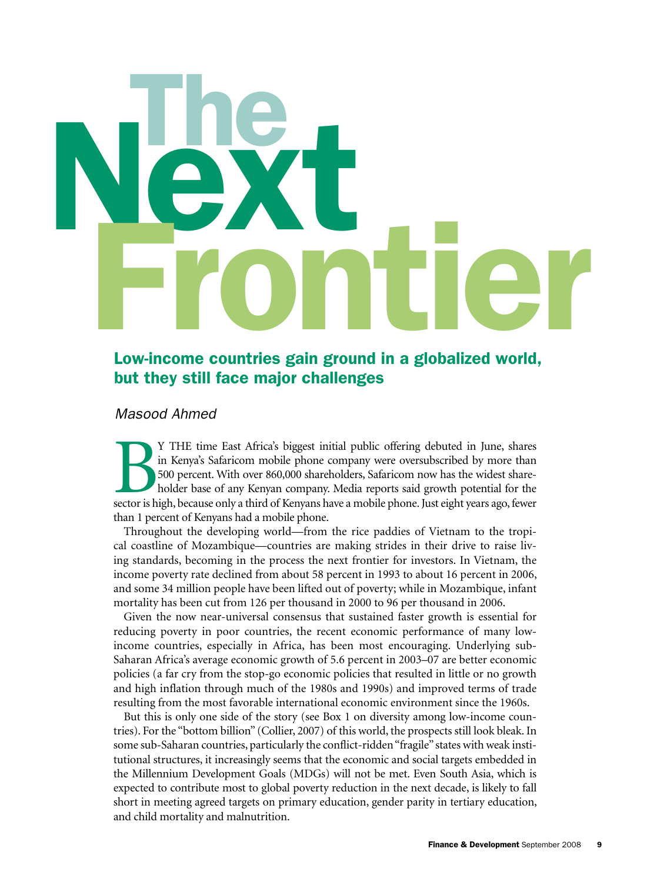# The Next Frontier

## Low-income countries gain ground in a globalized world, but they still face major challenges

*Masood Ahmed*

BY THE time East Africa's biggest initial public offering debuted in June, shares in Kenya's Safaricom mobile phone company were oversubscribed by more than 500 percent. With over 860,000 shareholders, Safaricom now has the widest shareholder base of any Kenyan company. Media reports said growth potential for the sector is high, because only a third of Kenyans have a mobile phone. Just eight years ago, fewer than 1 percent of Kenyans had a mobile phone.

Throughout the developing world—from the rice paddies of Vietnam to the tropical coastline of Mozambique—countries are making strides in their drive to raise living standards, becoming in the process the next frontier for investors. In Vietnam, the income poverty rate declined from about 58 percent in 1993 to about 16 percent in 2006, and some 34 million people have been lifted out of poverty; while in Mozambique, infant mortality has been cut from 126 per thousand in 2000 to 96 per thousand in 2006.

Given the now near-universal consensus that sustained faster growth is essential for reducing poverty in poor countries, the recent economic performance of many low-income countries, especially in Africa, has been most encouraging. Underlying sub-Saharan Africa's average economic growth of 5.6 percent in 2003–07 are better economic policies (a far cry from the stop-go economic policies that resulted in little or no growth and high inflation through much of the 1980s and 1990s) and improved terms of trade resulting from the most favorable international economic environment since the 1960s.

But this is only one side of the story (see Box 1 on diversity among low-income countries). For the "bottom billion" (Collier, 2007) of this world, the prospects still look bleak. In some sub-Saharan countries, particularly the conflict-ridden "fragile" states with weak institutional structures, it increasingly seems that the economic and social targets embedded in the Millennium Development Goals (MDGs) will not be met. Even South Asia, which is expected to contribute most to global poverty reduction in the next decade, is likely to fall short in meeting agreed targets on primary education, gender parity in tertiary education, and child mortality and malnutrition.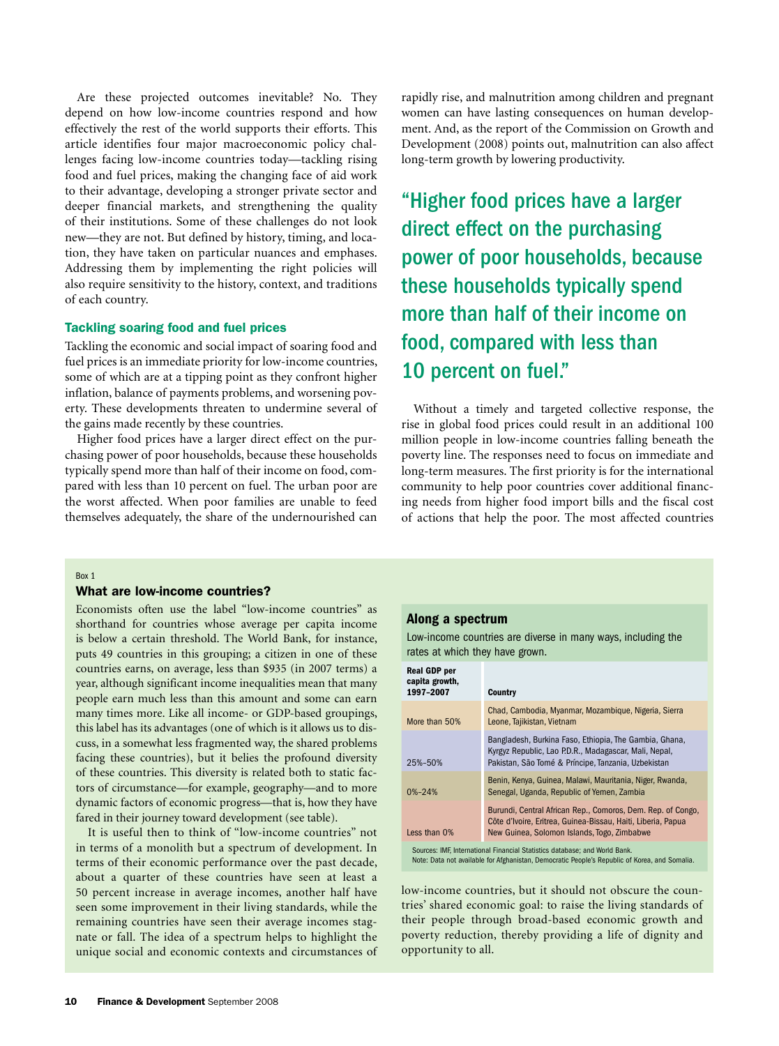Are these projected outcomes inevitable? No. They depend on how low-income countries respond and how effectively the rest of the world supports their efforts. This article identifies four major macroeconomic policy challenges facing low-income countries today—tackling rising food and fuel prices, making the changing face of aid work to their advantage, developing a stronger private sector and deeper financial markets, and strengthening the quality of their institutions. Some of these challenges do not look new—they are not. But defined by history, timing, and location, they have taken on particular nuances and emphases. Addressing them by implementing the right policies will also require sensitivity to the history, context, and traditions of each country.

### Tackling soaring food and fuel prices

Tackling the economic and social impact of soaring food and fuel prices is an immediate priority for low-income countries, some of which are at a tipping point as they confront higher inflation, balance of payments problems, and worsening poverty. These developments threaten to undermine several of the gains made recently by these countries.

Higher food prices have a larger direct effect on the purchasing power of poor households, because these households typically spend more than half of their income on food, compared with less than 10 percent on fuel. The urban poor are the worst affected. When poor families are unable to feed themselves adequately, the share of the undernourished can rapidly rise, and malnutrition among children and pregnant women can have lasting consequences on human development. And, as the report of the Commission on Growth and Development (2008) points out, malnutrition can also affect long-term growth by lowering productivity.

> "Higher food prices have a larger direct effect on the purchasing power of poor households, because these households typically spend more than half of their income on food, compared with less than 10 percent on fuel."

Without a timely and targeted collective response, the rise in global food prices could result in an additional 100 million people in low-income countries falling beneath the poverty line. The responses need to focus on immediate and long-term measures. The first priority is for the international community to help poor countries cover additional financing needs from higher food import bills and the fiscal cost of actions that help the poor. The most affected countries

Box 1

### What are low-income countries?

Economists often use the label "low-income countries" as shorthand for countries whose average per capita income is below a certain threshold. The World Bank, for instance, puts 49 countries in this grouping; a citizen in one of these countries earns, on average, less than $935 (in 2007 terms) a year, although significant income inequalities mean that many people earn much less than this amount and some can earn many times more. Like all income- or GDP-based groupings, this label has its advantages (one of which is it allows us to discuss, in a somewhat less fragmented way, the shared problems facing these countries), but it belies the profound diversity of these countries. This diversity is related both to static factors of circumstance—for example, geography—and to more dynamic factors of economic progress—that is, how they have fared in their journey toward development (see table).

It is useful then to think of "low-income countries" not in terms of a monolith but a spectrum of development. In terms of their economic performance over the past decade, about a quarter of these countries have seen at least a 50 percent increase in average incomes, another half have seen some improvement in their living standards, while the remaining countries have seen their average incomes stagnate or fall. The idea of a spectrum helps to highlight the unique social and economic contexts and circumstances of low-income countries, but it should not obscure the countries' shared economic goal: to raise the living standards of their people through broad-based economic growth and poverty reduction, thereby providing a life of dignity and opportunity to all.

**Along a spectrum**

Low-income countries are diverse in many ways, including the rates at which they have grown.

| Real GDP per capita growth, 1997–2007 | Country |
|---|---|
| More than 50% | Chad, Cambodia, Myanmar, Mozambique, Nigeria, Sierra Leone, Tajikistan, Vietnam |
| 25%–50% | Bangladesh, Burkina Faso, Ethiopia, The Gambia, Ghana, Kyrgyz Republic, Lao P.D.R., Madagascar, Mali, Nepal, Pakistan, São Tomé & Príncipe, Tanzania, Uzbekistan |
| 0%–24% | Benin, Kenya, Guinea, Malawi, Mauritania, Niger, Rwanda, Senegal, Uganda, Republic of Yemen, Zambia |
| Less than 0% | Burundi, Central African Rep., Comoros, Dem. Rep. of Congo, Côte d'Ivoire, Eritrea, Guinea-Bissau, Haiti, Liberia, Papua New Guinea, Solomon Islands, Togo, Zimbabwe |

Sources: IMF, International Financial Statistics database; and World Bank.
Note: Data not available for Afghanistan, Democratic People's Republic of Korea, and Somalia.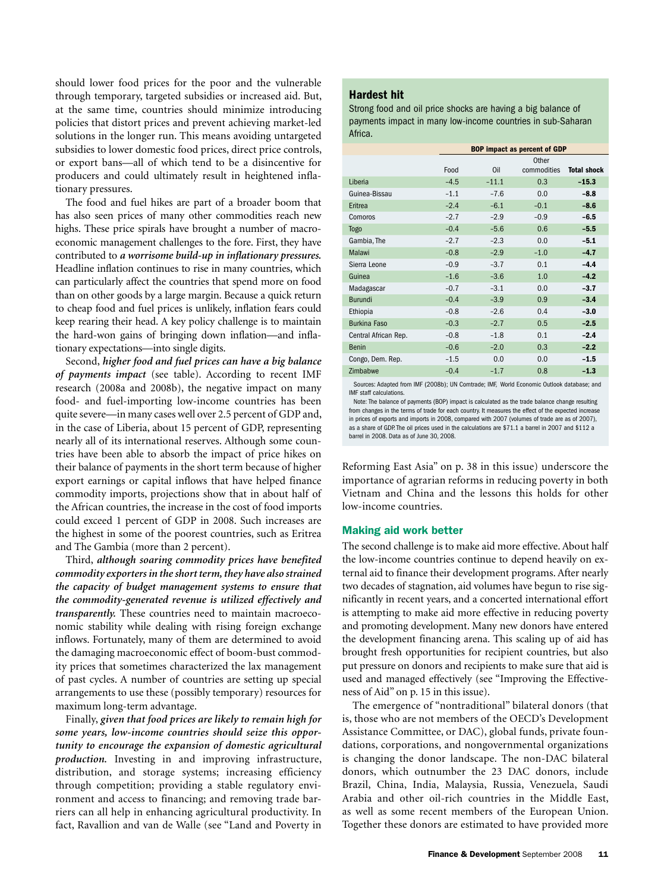should lower food prices for the poor and the vulnerable through temporary, targeted subsidies or increased aid. But, at the same time, countries should minimize introducing policies that distort prices and prevent achieving market-led solutions in the longer run. This means avoiding untargeted subsidies to lower domestic food prices, direct price controls, or export bans—all of which tend to be a disincentive for producers and could ultimately result in heightened inflationary pressures.

The food and fuel hikes are part of a broader boom that has also seen prices of many other commodities reach new highs. These price spirals have brought a number of macroeconomic management challenges to the fore. First, they have contributed to ***a worrisome build-up in inflationary pressures.*** Headline inflation continues to rise in many countries, which can particularly affect the countries that spend more on food than on other goods by a large margin. Because a quick return to cheap food and fuel prices is unlikely, inflation fears could keep rearing their head. A key policy challenge is to maintain the hard-won gains of bringing down inflation—and inflationary expectations—into single digits.

Second, ***higher food and fuel prices can have a big balance of payments impact*** (see table). According to recent IMF research (2008a and 2008b), the negative impact on many food- and fuel-importing low-income countries has been quite severe—in many cases well over 2.5 percent of GDP and, in the case of Liberia, about 15 percent of GDP, representing nearly all of its international reserves. Although some countries have been able to absorb the impact of price hikes on their balance of payments in the short term because of higher export earnings or capital inflows that have helped finance commodity imports, projections show that in about half of the African countries, the increase in the cost of food imports could exceed 1 percent of GDP in 2008. Such increases are the highest in some of the poorest countries, such as Eritrea and The Gambia (more than 2 percent).

Third, ***although soaring commodity prices have benefited commodity exporters in the short term, they have also strained the capacity of budget management systems to ensure that the commodity-generated revenue is utilized effectively and transparently.*** These countries need to maintain macroeconomic stability while dealing with rising foreign exchange inflows. Fortunately, many of them are determined to avoid the damaging macroeconomic effect of boom-bust commodity prices that sometimes characterized the lax management of past cycles. A number of countries are setting up special arrangements to use these (possibly temporary) resources for maximum long-term advantage.

Finally, ***given that food prices are likely to remain high for some years, low-income countries should seize this opportunity to encourage the expansion of domestic agricultural production.*** Investing in and improving infrastructure, distribution, and storage systems; increasing efficiency through competition; providing a stable regulatory environment and access to financing; and removing trade barriers can all help in enhancing agricultural productivity. In fact, Ravallion and van de Walle (see "Land and Poverty in Reforming East Asia" on p. 38 in this issue) underscore the importance of agrarian reforms in reducing poverty in both Vietnam and China and the lessons this holds for other low-income countries.

### Hardest hit

Strong food and oil price shocks are having a big balance of payments impact in many low-income countries in sub-Saharan Africa.

| | BOP impact as percent of GDP | | | |
|---|---|---|---|---|
| | Food | Oil | Other commodities | **Total shock** |
| Liberia | −4.5 | −11.1 | 0.3 | **−15.3** |
| Guinea-Bissau | −1.1 | −7.6 | 0.0 | **−8.8** |
| Eritrea | −2.4 | −6.1 | −0.1 | **−8.6** |
| Comoros | −2.7 | −2.9 | −0.9 | **−6.5** |
| Togo | −0.4 | −5.6 | 0.6 | **−5.5** |
| Gambia, The | −2.7 | −2.3 | 0.0 | **−5.1** |
| Malawi | −0.8 | −2.9 | −1.0 | **−4.7** |
| Sierra Leone | −0.9 | −3.7 | 0.1 | **−4.4** |
| Guinea | −1.6 | −3.6 | 1.0 | **−4.2** |
| Madagascar | −0.7 | −3.1 | 0.0 | **−3.7** |
| Burundi | −0.4 | −3.9 | 0.9 | **−3.4** |
| Ethiopia | −0.8 | −2.6 | 0.4 | **−3.0** |
| Burkina Faso | −0.3 | −2.7 | 0.5 | **−2.5** |
| Central African Rep. | −0.8 | −1.8 | 0.1 | **−2.4** |
| Benin | −0.6 | −2.0 | 0.3 | **−2.2** |
| Congo, Dem. Rep. | −1.5 | 0.0 | 0.0 | **−1.5** |
| Zimbabwe | −0.4 | −1.7 | 0.8 | **−1.3** |

Sources: Adapted from IMF (2008b); UN Comtrade; IMF, World Economic Outlook database; and IMF staff calculations.

Note: The balance of payments (BOP) impact is calculated as the trade balance change resulting from changes in the terms of trade for each country. It measures the effect of the expected increase in prices of exports and imports in 2008, compared with 2007 (volumes of trade are as of 2007), as a share of GDP. The oil prices used in the calculations are $71.1 a barrel in 2007 and $112 a barrel in 2008. Data as of June 30, 2008.

## Making aid work better

The second challenge is to make aid more effective. About half the low-income countries continue to depend heavily on external aid to finance their development programs. After nearly two decades of stagnation, aid volumes have begun to rise significantly in recent years, and a concerted international effort is attempting to make aid more effective in reducing poverty and promoting development. Many new donors have entered the development financing arena. This scaling up of aid has brought fresh opportunities for recipient countries, but also put pressure on donors and recipients to make sure that aid is used and managed effectively (see "Improving the Effectiveness of Aid" on p. 15 in this issue).

The emergence of "nontraditional" bilateral donors (that is, those who are not members of the OECD's Development Assistance Committee, or DAC), global funds, private foundations, corporations, and nongovernmental organizations is changing the donor landscape. The non-DAC bilateral donors, which outnumber the 23 DAC donors, include Brazil, China, India, Malaysia, Russia, Venezuela, Saudi Arabia and other oil-rich countries in the Middle East, as well as some recent members of the European Union. Together these donors are estimated to have provided more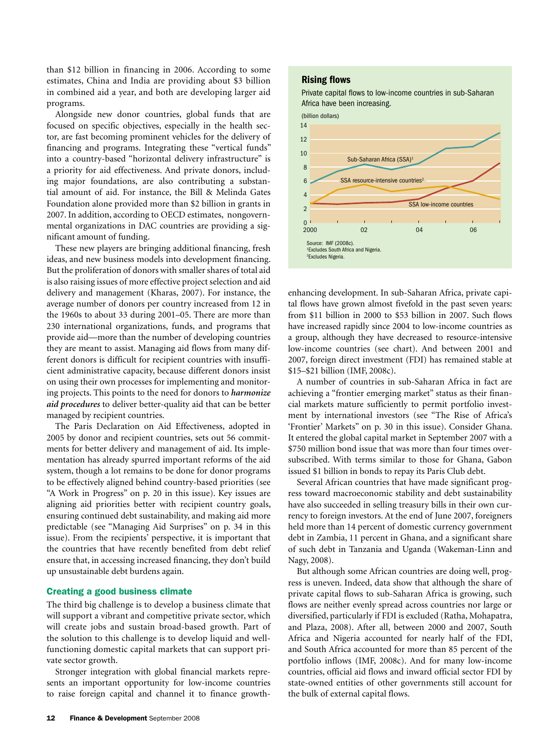than $12 billion in financing in 2006. According to some estimates, China and India are providing about $3 billion in combined aid a year, and both are developing larger aid programs.

Alongside new donor countries, global funds that are focused on specific objectives, especially in the health sector, are fast becoming prominent vehicles for the delivery of financing and programs. Integrating these "vertical funds" into a country-based "horizontal delivery infrastructure" is a priority for aid effectiveness. And private donors, including major foundations, are also contributing a substantial amount of aid. For instance, the Bill & Melinda Gates Foundation alone provided more than $2 billion in grants in 2007. In addition, according to OECD estimates, nongovernmental organizations in DAC countries are providing a significant amount of funding.

These new players are bringing additional financing, fresh ideas, and new business models into development financing. But the proliferation of donors with smaller shares of total aid is also raising issues of more effective project selection and aid delivery and management (Kharas, 2007). For instance, the average number of donors per country increased from 12 in the 1960s to about 33 during 2001–05. There are more than 230 international organizations, funds, and programs that provide aid—more than the number of developing countries they are meant to assist. Managing aid flows from many different donors is difficult for recipient countries with insufficient administrative capacity, because different donors insist on using their own processes for implementing and monitoring projects. This points to the need for donors to ***harmonize aid procedures*** to deliver better-quality aid that can be better managed by recipient countries.

The Paris Declaration on Aid Effectiveness, adopted in 2005 by donor and recipient countries, sets out 56 commitments for better delivery and management of aid. Its implementation has already spurred important reforms of the aid system, though a lot remains to be done for donor programs to be effectively aligned behind country-based priorities (see "A Work in Progress" on p. 20 in this issue). Key issues are aligning aid priorities better with recipient country goals, ensuring continued debt sustainability, and making aid more predictable (see "Managing Aid Surprises" on p. 34 in this issue). From the recipients' perspective, it is important that the countries that have recently benefited from debt relief ensure that, in accessing increased financing, they don't build up unsustainable debt burdens again.

## Creating a good business climate

The third big challenge is to develop a business climate that will support a vibrant and competitive private sector, which will create jobs and sustain broad-based growth. Part of the solution to this challenge is to develop liquid and well-functioning domestic capital markets that can support private sector growth.

Stronger integration with global financial markets represents an important opportunity for low-income countries to raise foreign capital and channel it to finance growth-enhancing development. In sub-Saharan Africa, private capital flows have grown almost fivefold in the past seven years: from $11 billion in 2000 to $53 billion in 2007. Such flows have increased rapidly since 2004 to low-income countries as a group, although they have decreased to resource-intensive low-income countries (see chart). And between 2001 and 2007, foreign direct investment (FDI) has remained stable at $15–$21 billion (IMF, 2008c).

**Rising flows**

Private capital flows to low-income countries in sub-Saharan Africa have been increasing.

(billion dollars)

Sub-Saharan Africa (SSA)[1]; SSA resource-intensive countries[2]; SSA low-income countries

Source: IMF (2008c).
[1]Excludes South Africa and Nigeria.
[2]Excludes Nigeria.

A number of countries in sub-Saharan Africa in fact are achieving a "frontier emerging market" status as their financial markets mature sufficiently to permit portfolio investment by international investors (see "The Rise of Africa's 'Frontier' Markets" on p. 30 in this issue). Consider Ghana. It entered the global capital market in September 2007 with a $750 million bond issue that was more than four times oversubscribed. With terms similar to those for Ghana, Gabon issued $1 billion in bonds to repay its Paris Club debt.

Several African countries that have made significant progress toward macroeconomic stability and debt sustainability have also succeeded in selling treasury bills in their own currency to foreign investors. At the end of June 2007, foreigners held more than 14 percent of domestic currency government debt in Zambia, 11 percent in Ghana, and a significant share of such debt in Tanzania and Uganda (Wakeman-Linn and Nagy, 2008).

But although some African countries are doing well, progress is uneven. Indeed, data show that although the share of private capital flows to sub-Saharan Africa is growing, such flows are neither evenly spread across countries nor large or diversified, particularly if FDI is excluded (Ratha, Mohapatra, and Plaza, 2008). After all, between 2000 and 2007, South Africa and Nigeria accounted for nearly half of the FDI, and South Africa accounted for more than 85 percent of the portfolio inflows (IMF, 2008c). And for many low-income countries, official aid flows and inward official sector FDI by state-owned entities of other governments still account for the bulk of external capital flows.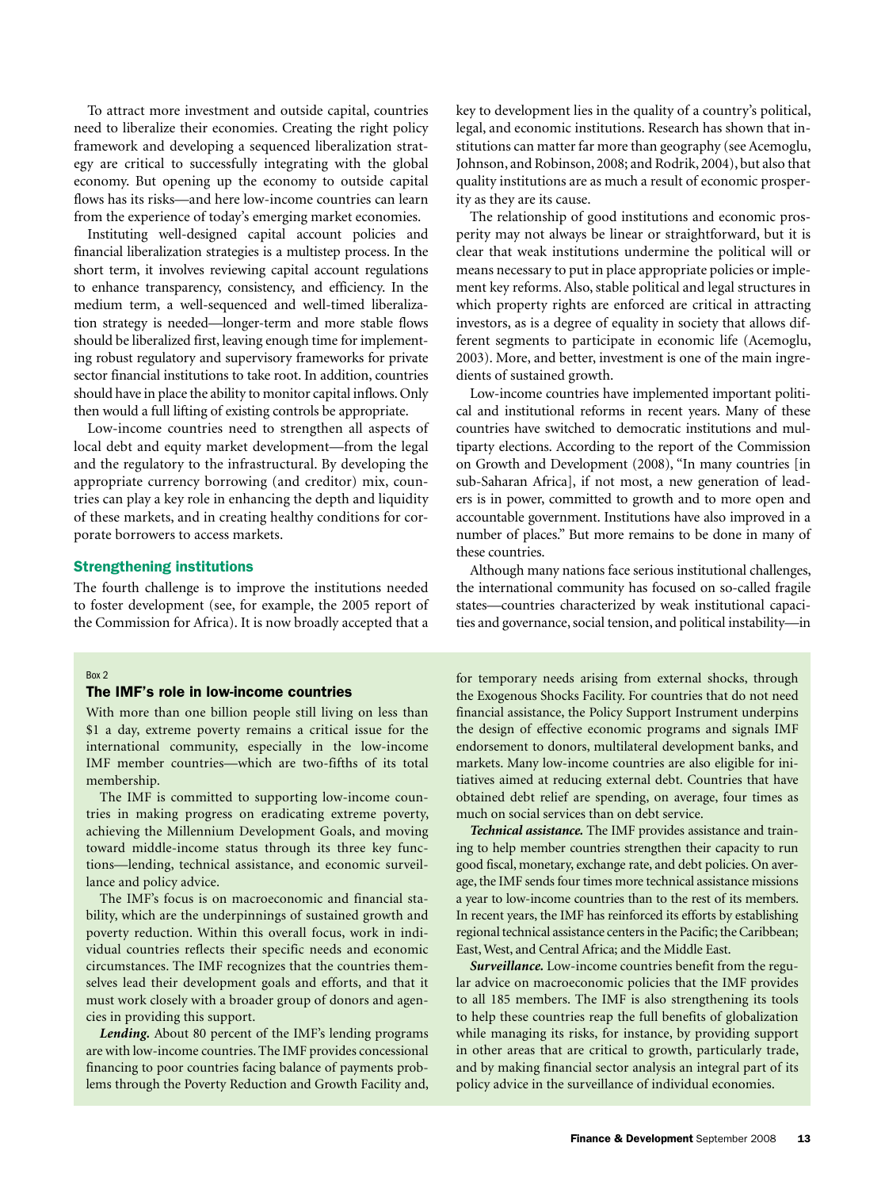To attract more investment and outside capital, countries need to liberalize their economies. Creating the right policy framework and developing a sequenced liberalization strategy are critical to successfully integrating with the global economy. But opening up the economy to outside capital flows has its risks—and here low-income countries can learn from the experience of today's emerging market economies.

Instituting well-designed capital account policies and financial liberalization strategies is a multistep process. In the short term, it involves reviewing capital account regulations to enhance transparency, consistency, and efficiency. In the medium term, a well-sequenced and well-timed liberalization strategy is needed—longer-term and more stable flows should be liberalized first, leaving enough time for implementing robust regulatory and supervisory frameworks for private sector financial institutions to take root. In addition, countries should have in place the ability to monitor capital inflows. Only then would a full lifting of existing controls be appropriate.

Low-income countries need to strengthen all aspects of local debt and equity market development—from the legal and the regulatory to the infrastructural. By developing the appropriate currency borrowing (and creditor) mix, countries can play a key role in enhancing the depth and liquidity of these markets, and in creating healthy conditions for corporate borrowers to access markets.

## Strengthening institutions

The fourth challenge is to improve the institutions needed to foster development (see, for example, the 2005 report of the Commission for Africa). It is now broadly accepted that a key to development lies in the quality of a country's political, legal, and economic institutions. Research has shown that institutions can matter far more than geography (see Acemoglu, Johnson, and Robinson, 2008; and Rodrik, 2004), but also that quality institutions are as much a result of economic prosperity as they are its cause.

The relationship of good institutions and economic prosperity may not always be linear or straightforward, but it is clear that weak institutions undermine the political will or means necessary to put in place appropriate policies or implement key reforms. Also, stable political and legal structures in which property rights are enforced are critical in attracting investors, as is a degree of equality in society that allows different segments to participate in economic life (Acemoglu, 2003). More, and better, investment is one of the main ingredients of sustained growth.

Low-income countries have implemented important political and institutional reforms in recent years. Many of these countries have switched to democratic institutions and multiparty elections. According to the report of the Commission on Growth and Development (2008), "In many countries [in sub-Saharan Africa], if not most, a new generation of leaders is in power, committed to growth and to more open and accountable government. Institutions have also improved in a number of places." But more remains to be done in many of these countries.

Although many nations face serious institutional challenges, the international community has focused on so-called fragile states—countries characterized by weak institutional capacities and governance, social tension, and political instability—in

Box 2

### The IMF's role in low-income countries

With more than one billion people still living on less than $1 a day, extreme poverty remains a critical issue for the international community, especially in the low-income IMF member countries—which are two-fifths of its total membership.

The IMF is committed to supporting low-income countries in making progress on eradicating extreme poverty, achieving the Millennium Development Goals, and moving toward middle-income status through its three key functions—lending, technical assistance, and economic surveillance and policy advice.

The IMF's focus is on macroeconomic and financial stability, which are the underpinnings of sustained growth and poverty reduction. Within this overall focus, work in individual countries reflects their specific needs and economic circumstances. The IMF recognizes that the countries themselves lead their development goals and efforts, and that it must work closely with a broader group of donors and agencies in providing this support.

***Lending.*** About 80 percent of the IMF's lending programs are with low-income countries. The IMF provides concessional financing to poor countries facing balance of payments problems through the Poverty Reduction and Growth Facility and, for temporary needs arising from external shocks, through the Exogenous Shocks Facility. For countries that do not need financial assistance, the Policy Support Instrument underpins the design of effective economic programs and signals IMF endorsement to donors, multilateral development banks, and markets. Many low-income countries are also eligible for initiatives aimed at reducing external debt. Countries that have obtained debt relief are spending, on average, four times as much on social services than on debt service.

***Technical assistance.*** The IMF provides assistance and training to help member countries strengthen their capacity to run good fiscal, monetary, exchange rate, and debt policies. On average, the IMF sends four times more technical assistance missions a year to low-income countries than to the rest of its members. In recent years, the IMF has reinforced its efforts by establishing regional technical assistance centers in the Pacific; the Caribbean; East, West, and Central Africa; and the Middle East.

***Surveillance.*** Low-income countries benefit from the regular advice on macroeconomic policies that the IMF provides to all 185 members. The IMF is also strengthening its tools to help these countries reap the full benefits of globalization while managing its risks, for instance, by providing support in other areas that are critical to growth, particularly trade, and by making financial sector analysis an integral part of its policy advice in the surveillance of individual economies.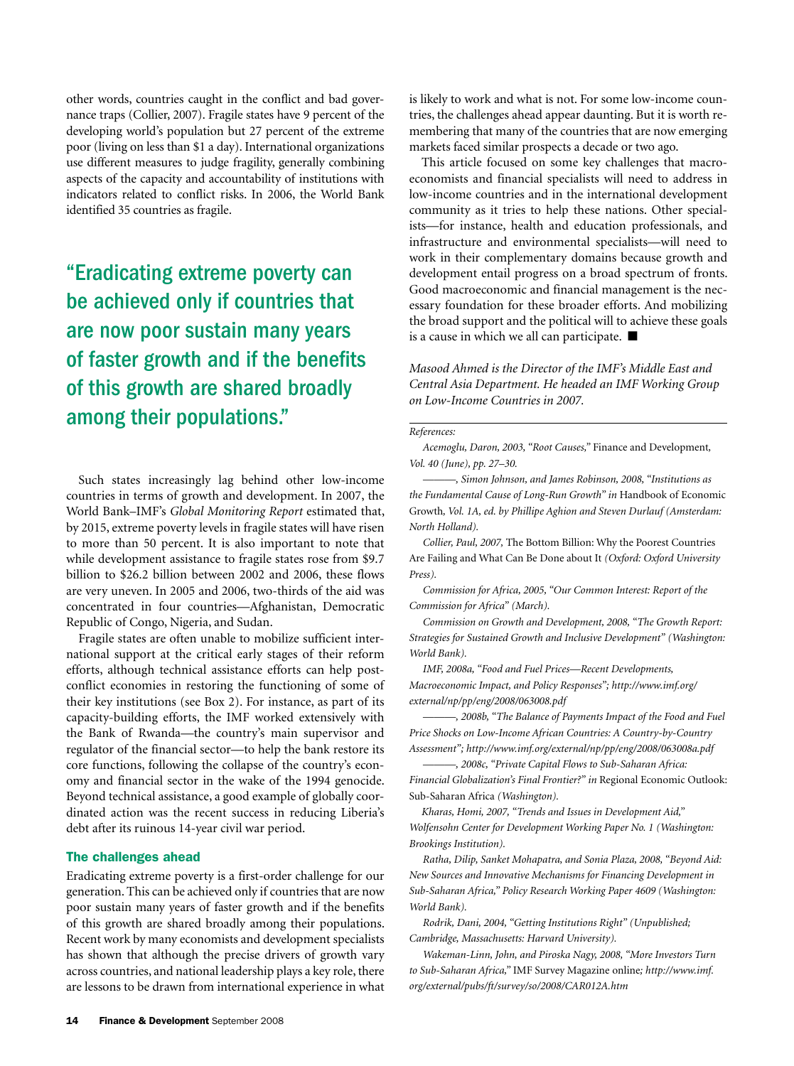other words, countries caught in the conflict and bad governance traps (Collier, 2007). Fragile states have 9 percent of the developing world's population but 27 percent of the extreme poor (living on less than $1 a day). International organizations use different measures to judge fragility, generally combining aspects of the capacity and accountability of institutions with indicators related to conflict risks. In 2006, the World Bank identified 35 countries as fragile.

> "Eradicating extreme poverty can be achieved only if countries that are now poor sustain many years of faster growth and if the benefits of this growth are shared broadly among their populations."

Such states increasingly lag behind other low-income countries in terms of growth and development. In 2007, the World Bank–IMF's *Global Monitoring Report* estimated that, by 2015, extreme poverty levels in fragile states will have risen to more than 50 percent. It is also important to note that while development assistance to fragile states rose from $9.7 billion to $26.2 billion between 2002 and 2006, these flows are very uneven. In 2005 and 2006, two-thirds of the aid was concentrated in four countries—Afghanistan, Democratic Republic of Congo, Nigeria, and Sudan.

Fragile states are often unable to mobilize sufficient international support at the critical early stages of their reform efforts, although technical assistance efforts can help post-conflict economies in restoring the functioning of some of their key institutions (see Box 2). For instance, as part of its capacity-building efforts, the IMF worked extensively with the Bank of Rwanda—the country's main supervisor and regulator of the financial sector—to help the bank restore its core functions, following the collapse of the country's economy and financial sector in the wake of the 1994 genocide. Beyond technical assistance, a good example of globally coordinated action was the recent success in reducing Liberia's debt after its ruinous 14-year civil war period.

### The challenges ahead

Eradicating extreme poverty is a first-order challenge for our generation. This can be achieved only if countries that are now poor sustain many years of faster growth and if the benefits of this growth are shared broadly among their populations. Recent work by many economists and development specialists has shown that although the precise drivers of growth vary across countries, and national leadership plays a key role, there are lessons to be drawn from international experience in what is likely to work and what is not. For some low-income countries, the challenges ahead appear daunting. But it is worth remembering that many of the countries that are now emerging markets faced similar prospects a decade or two ago.

This article focused on some key challenges that macroeconomists and financial specialists will need to address in low-income countries and in the international development community as it tries to help these nations. Other specialists—for instance, health and education professionals, and infrastructure and environmental specialists—will need to work in their complementary domains because growth and development entail progress on a broad spectrum of fronts. Good macroeconomic and financial management is the necessary foundation for these broader efforts. And mobilizing the broad support and the political will to achieve these goals is a cause in which we all can participate. ■

*Masood Ahmed is the Director of the IMF's Middle East and Central Asia Department. He headed an IMF Working Group on Low-Income Countries in 2007.*

*References:*

*Acemoglu, Daron, 2003, "Root Causes,"* Finance and Development, *Vol. 40 (June), pp. 27–30.*

*———, Simon Johnson, and James Robinson, 2008, "Institutions as the Fundamental Cause of Long-Run Growth" in* Handbook of Economic Growth, *Vol. 1A, ed. by Phillipe Aghion and Steven Durlauf (Amsterdam: North Holland).*

*Collier, Paul, 2007,* The Bottom Billion: Why the Poorest Countries Are Failing and What Can Be Done about It *(Oxford: Oxford University Press).*

*Commission for Africa, 2005, "Our Common Interest: Report of the Commission for Africa" (March).*

*Commission on Growth and Development, 2008, "The Growth Report: Strategies for Sustained Growth and Inclusive Development" (Washington: World Bank).*

*IMF, 2008a, "Food and Fuel Prices—Recent Developments, Macroeconomic Impact, and Policy Responses"; http://www.imf.org/external/np/pp/eng/2008/063008.pdf*

*———, 2008b, "The Balance of Payments Impact of the Food and Fuel Price Shocks on Low-Income African Countries: A Country-by-Country Assessment"; http://www.imf.org/external/np/pp/eng/2008/063008a.pdf*

*———, 2008c, "Private Capital Flows to Sub-Saharan Africa: Financial Globalization's Final Frontier?" in* Regional Economic Outlook: Sub-Saharan Africa *(Washington).*

*Kharas, Homi, 2007, "Trends and Issues in Development Aid," Wolfensohn Center for Development Working Paper No. 1 (Washington: Brookings Institution).*

*Ratha, Dilip, Sanket Mohapatra, and Sonia Plaza, 2008, "Beyond Aid: New Sources and Innovative Mechanisms for Financing Development in Sub-Saharan Africa," Policy Research Working Paper 4609 (Washington: World Bank).*

*Rodrik, Dani, 2004, "Getting Institutions Right" (Unpublished; Cambridge, Massachusetts: Harvard University).*

*Wakeman-Linn, John, and Piroska Nagy, 2008, "More Investors Turn to Sub-Saharan Africa,"* IMF Survey Magazine online*; http://www.imf.org/external/pubs/ft/survey/so/2008/CAR012A.htm*